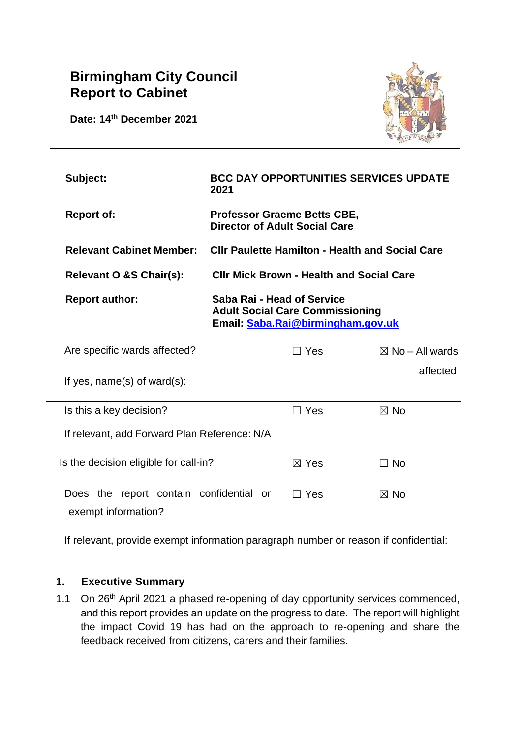# Birmingham City Council
# Report to Cabinet

**Date: 14th December 2021**

| | |
|---|---|
| **Subject:** | **BCC DAY OPPORTUNITIES SERVICES UPDATE 2021** |
| **Report of:** | **Professor Graeme Betts CBE, Director of Adult Social Care** |
| **Relevant Cabinet Member:** | **Cllr Paulette Hamilton - Health and Social Care** |
| **Relevant O &S Chair(s):** | **Cllr Mick Brown - Health and Social Care** |
| **Report author:** | **Saba Rai - Head of Service Adult Social Care Commissioning Email: Saba.Rai@birmingham.gov.uk** |

| | | |
|---|---|---|
| Are specific wards affected?<br><br>If yes, name(s) of ward(s): | ☐ Yes | ☒ No – All wards affected |
| Is this a key decision?<br><br>If relevant, add Forward Plan Reference: N/A | ☐ Yes | ☒ No |
| Is the decision eligible for call-in? | ☒ Yes | ☐ No |
| Does the report contain confidential or exempt information?<br><br>If relevant, provide exempt information paragraph number or reason if confidential: | ☐ Yes | ☒ No |

## 1. Executive Summary

1.1 On 26th April 2021 a phased re-opening of day opportunity services commenced, and this report provides an update on the progress to date. The report will highlight the impact Covid 19 has had on the approach to re-opening and share the feedback received from citizens, carers and their families.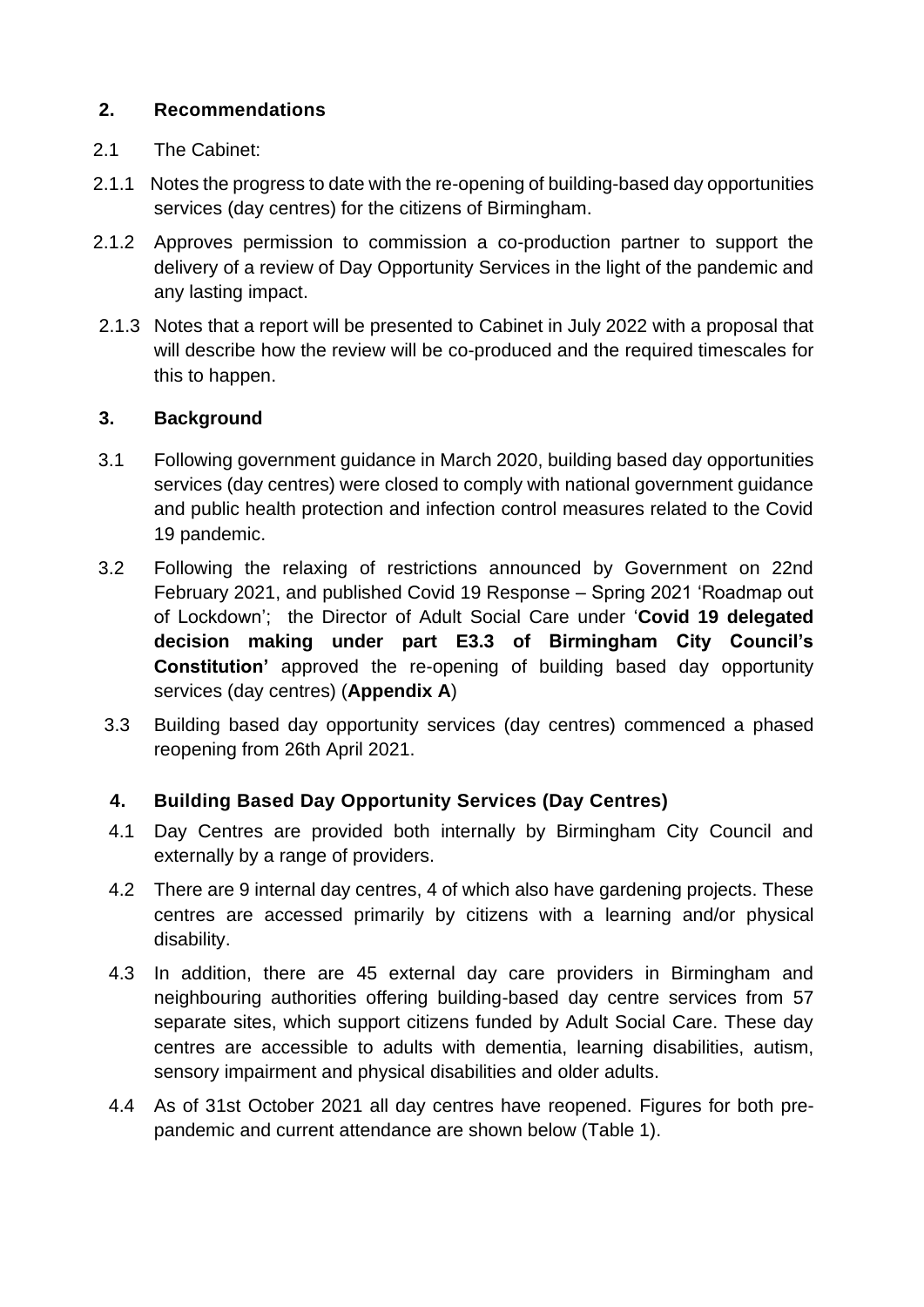## 2. Recommendations

2.1 The Cabinet:

2.1.1 Notes the progress to date with the re-opening of building-based day opportunities services (day centres) for the citizens of Birmingham.

2.1.2 Approves permission to commission a co-production partner to support the delivery of a review of Day Opportunity Services in the light of the pandemic and any lasting impact.

2.1.3 Notes that a report will be presented to Cabinet in July 2022 with a proposal that will describe how the review will be co-produced and the required timescales for this to happen.

## 3. Background

3.1 Following government guidance in March 2020, building based day opportunities services (day centres) were closed to comply with national government guidance and public health protection and infection control measures related to the Covid 19 pandemic.

3.2 Following the relaxing of restrictions announced by Government on 22nd February 2021, and published Covid 19 Response – Spring 2021 'Roadmap out of Lockdown'; the Director of Adult Social Care under '**Covid 19 delegated decision making under part E3.3 of Birmingham City Council's Constitution'** approved the re-opening of building based day opportunity services (day centres) (**Appendix A**)

3.3 Building based day opportunity services (day centres) commenced a phased reopening from 26th April 2021.

## 4. Building Based Day Opportunity Services (Day Centres)

4.1 Day Centres are provided both internally by Birmingham City Council and externally by a range of providers.

4.2 There are 9 internal day centres, 4 of which also have gardening projects. These centres are accessed primarily by citizens with a learning and/or physical disability.

4.3 In addition, there are 45 external day care providers in Birmingham and neighbouring authorities offering building-based day centre services from 57 separate sites, which support citizens funded by Adult Social Care. These day centres are accessible to adults with dementia, learning disabilities, autism, sensory impairment and physical disabilities and older adults.

4.4 As of 31st October 2021 all day centres have reopened. Figures for both pre-pandemic and current attendance are shown below (Table 1).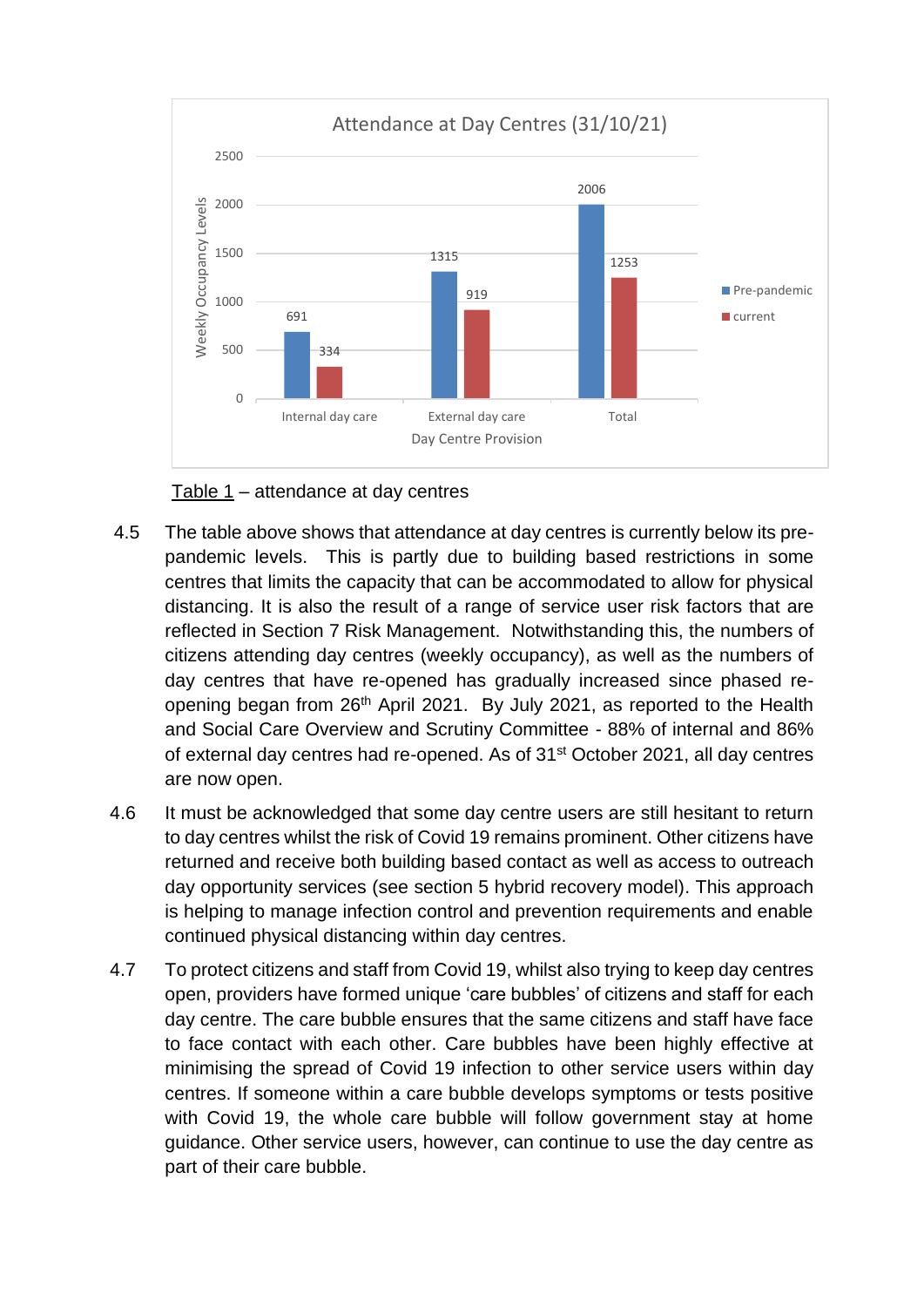**Attendance at Day Centres (31/10/21)**

| Day Centre Provision | Pre-pandemic | current |
|---|---|---|
| Internal day care | 691 | 334 |
| External day care | 1315 | 919 |
| Total | 2006 | 1253 |

Weekly Occupancy Levels

Table 1 – attendance at day centres

4.5 The table above shows that attendance at day centres is currently below its pre-pandemic levels. This is partly due to building based restrictions in some centres that limits the capacity that can be accommodated to allow for physical distancing. It is also the result of a range of service user risk factors that are reflected in Section 7 Risk Management. Notwithstanding this, the numbers of citizens attending day centres (weekly occupancy), as well as the numbers of day centres that have re-opened has gradually increased since phased re-opening began from 26th April 2021. By July 2021, as reported to the Health and Social Care Overview and Scrutiny Committee - 88% of internal and 86% of external day centres had re-opened. As of 31st October 2021, all day centres are now open.

4.6 It must be acknowledged that some day centre users are still hesitant to return to day centres whilst the risk of Covid 19 remains prominent. Other citizens have returned and receive both building based contact as well as access to outreach day opportunity services (see section 5 hybrid recovery model). This approach is helping to manage infection control and prevention requirements and enable continued physical distancing within day centres.

4.7 To protect citizens and staff from Covid 19, whilst also trying to keep day centres open, providers have formed unique 'care bubbles' of citizens and staff for each day centre. The care bubble ensures that the same citizens and staff have face to face contact with each other. Care bubbles have been highly effective at minimising the spread of Covid 19 infection to other service users within day centres. If someone within a care bubble develops symptoms or tests positive with Covid 19, the whole care bubble will follow government stay at home guidance. Other service users, however, can continue to use the day centre as part of their care bubble.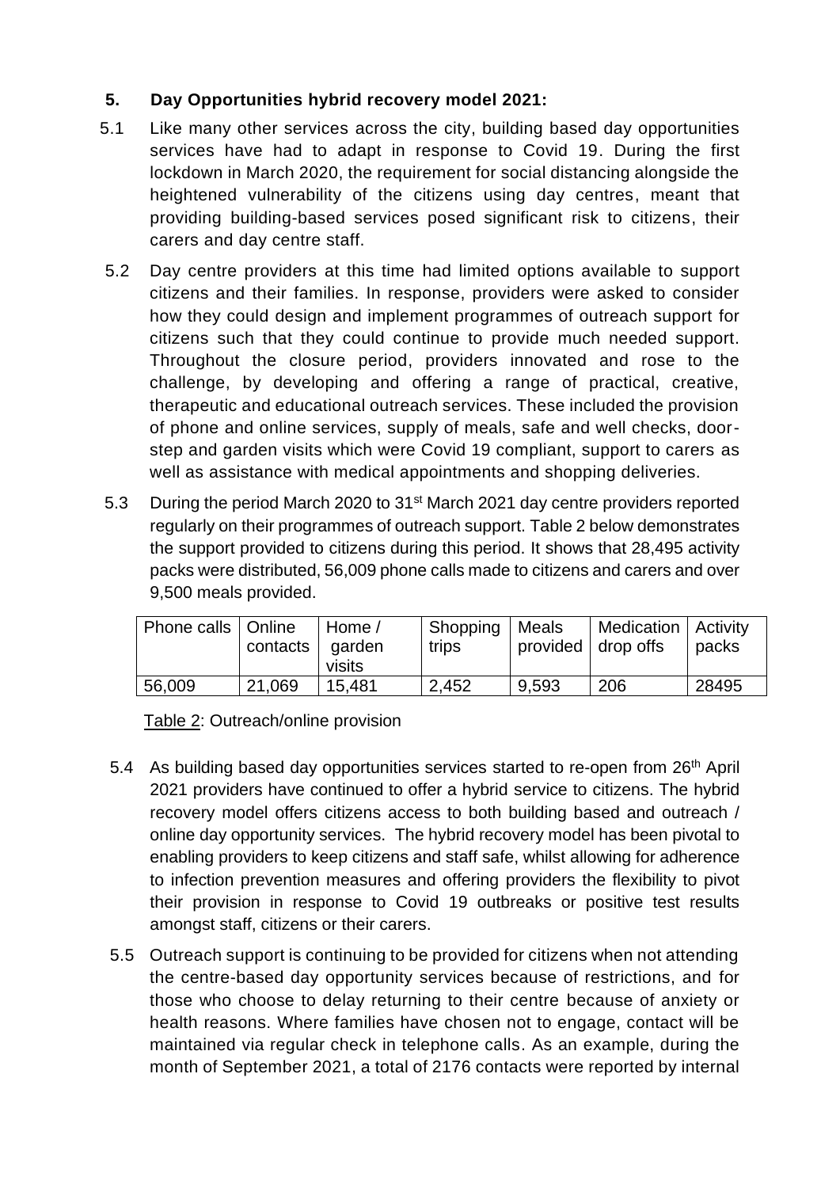## 5. Day Opportunities hybrid recovery model 2021:

5.1 Like many other services across the city, building based day opportunities services have had to adapt in response to Covid 19. During the first lockdown in March 2020, the requirement for social distancing alongside the heightened vulnerability of the citizens using day centres, meant that providing building-based services posed significant risk to citizens, their carers and day centre staff.

5.2 Day centre providers at this time had limited options available to support citizens and their families. In response, providers were asked to consider how they could design and implement programmes of outreach support for citizens such that they could continue to provide much needed support. Throughout the closure period, providers innovated and rose to the challenge, by developing and offering a range of practical, creative, therapeutic and educational outreach services. These included the provision of phone and online services, supply of meals, safe and well checks, door-step and garden visits which were Covid 19 compliant, support to carers as well as assistance with medical appointments and shopping deliveries.

5.3 During the period March 2020 to 31st March 2021 day centre providers reported regularly on their programmes of outreach support. Table 2 below demonstrates the support provided to citizens during this period. It shows that 28,495 activity packs were distributed, 56,009 phone calls made to citizens and carers and over 9,500 meals provided.

| Phone calls | Online contacts | Home / garden visits | Shopping trips | Meals provided | Medication drop offs | Activity packs |
|---|---|---|---|---|---|---|
| 56,009 | 21,069 | 15,481 | 2,452 | 9,593 | 206 | 28495 |

Table 2: Outreach/online provision

5.4 As building based day opportunities services started to re-open from 26th April 2021 providers have continued to offer a hybrid service to citizens. The hybrid recovery model offers citizens access to both building based and outreach / online day opportunity services. The hybrid recovery model has been pivotal to enabling providers to keep citizens and staff safe, whilst allowing for adherence to infection prevention measures and offering providers the flexibility to pivot their provision in response to Covid 19 outbreaks or positive test results amongst staff, citizens or their carers.

5.5 Outreach support is continuing to be provided for citizens when not attending the centre-based day opportunity services because of restrictions, and for those who choose to delay returning to their centre because of anxiety or health reasons. Where families have chosen not to engage, contact will be maintained via regular check in telephone calls. As an example, during the month of September 2021, a total of 2176 contacts were reported by internal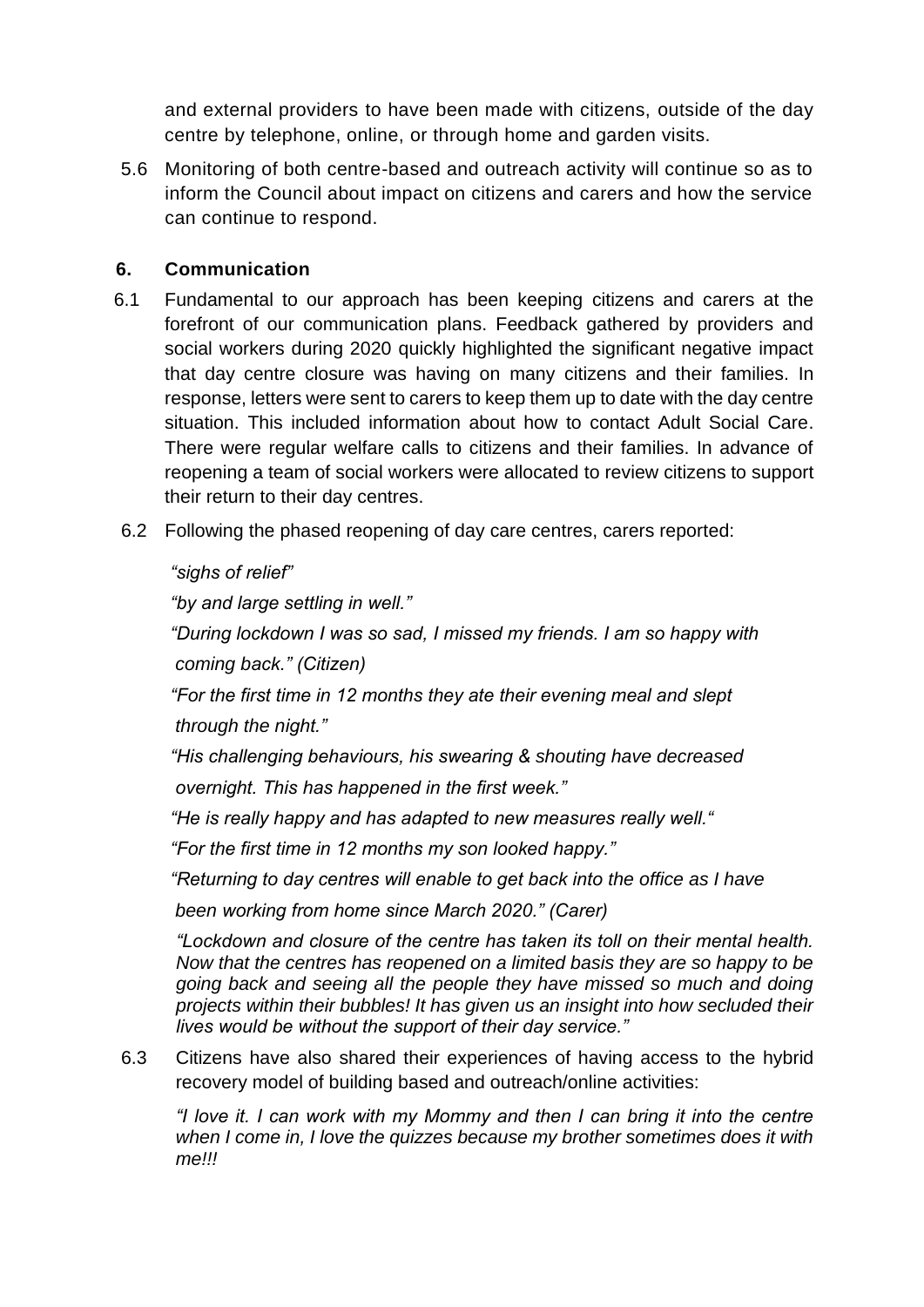and external providers to have been made with citizens, outside of the day centre by telephone, online, or through home and garden visits.

5.6 Monitoring of both centre-based and outreach activity will continue so as to inform the Council about impact on citizens and carers and how the service can continue to respond.

## 6. Communication

6.1 Fundamental to our approach has been keeping citizens and carers at the forefront of our communication plans. Feedback gathered by providers and social workers during 2020 quickly highlighted the significant negative impact that day centre closure was having on many citizens and their families. In response, letters were sent to carers to keep them up to date with the day centre situation. This included information about how to contact Adult Social Care. There were regular welfare calls to citizens and their families. In advance of reopening a team of social workers were allocated to review citizens to support their return to their day centres.

6.2 Following the phased reopening of day care centres, carers reported:

*"sighs of relief"*

*"by and large settling in well."*

*"During lockdown I was so sad, I missed my friends. I am so happy with coming back." (Citizen)*

*"For the first time in 12 months they ate their evening meal and slept through the night."*

*"His challenging behaviours, his swearing & shouting have decreased overnight. This has happened in the first week."*

*"He is really happy and has adapted to new measures really well."*

*"For the first time in 12 months my son looked happy."*

*"Returning to day centres will enable to get back into the office as I have been working from home since March 2020." (Carer)*

*"Lockdown and closure of the centre has taken its toll on their mental health. Now that the centres has reopened on a limited basis they are so happy to be going back and seeing all the people they have missed so much and doing projects within their bubbles! It has given us an insight into how secluded their lives would be without the support of their day service."*

6.3 Citizens have also shared their experiences of having access to the hybrid recovery model of building based and outreach/online activities:

*"I love it. I can work with my Mommy and then I can bring it into the centre when I come in, I love the quizzes because my brother sometimes does it with me!!!*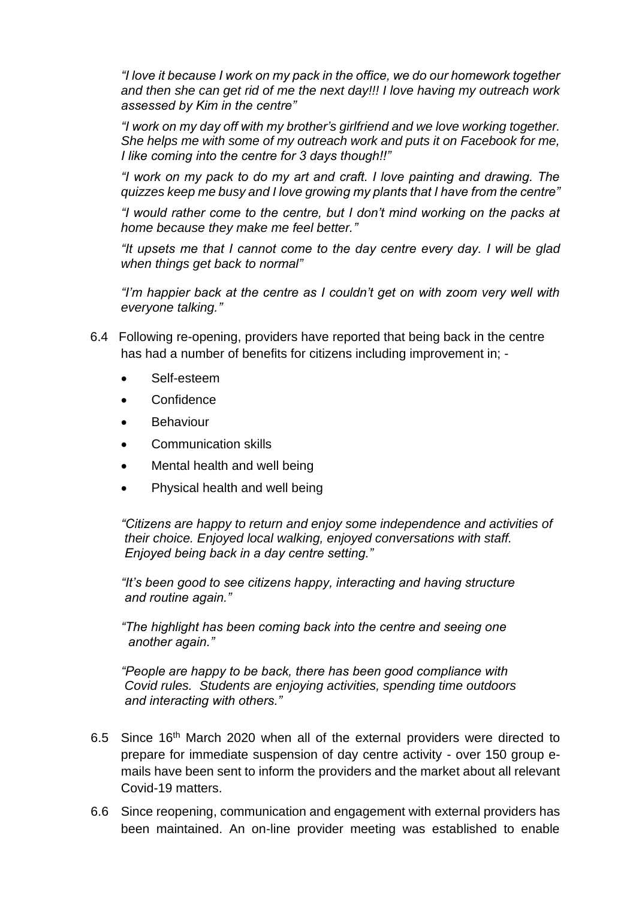*"I love it because I work on my pack in the office, we do our homework together and then she can get rid of me the next day!!! I love having my outreach work assessed by Kim in the centre"*

*"I work on my day off with my brother's girlfriend and we love working together. She helps me with some of my outreach work and puts it on Facebook for me, I like coming into the centre for 3 days though!!"*

*"I work on my pack to do my art and craft. I love painting and drawing. The quizzes keep me busy and I love growing my plants that I have from the centre"*

*"I would rather come to the centre, but I don't mind working on the packs at home because they make me feel better."*

*"It upsets me that I cannot come to the day centre every day. I will be glad when things get back to normal"*

*"I'm happier back at the centre as I couldn't get on with zoom very well with everyone talking."*

6.4 Following re-opening, providers have reported that being back in the centre has had a number of benefits for citizens including improvement in; -

- Self-esteem
- Confidence
- Behaviour
- Communication skills
- Mental health and well being
- Physical health and well being

*"Citizens are happy to return and enjoy some independence and activities of their choice. Enjoyed local walking, enjoyed conversations with staff. Enjoyed being back in a day centre setting."*

*"It's been good to see citizens happy, interacting and having structure and routine again."*

*"The highlight has been coming back into the centre and seeing one another again."*

*"People are happy to be back, there has been good compliance with Covid rules. Students are enjoying activities, spending time outdoors and interacting with others."*

6.5 Since 16th March 2020 when all of the external providers were directed to prepare for immediate suspension of day centre activity - over 150 group e-mails have been sent to inform the providers and the market about all relevant Covid-19 matters.

6.6 Since reopening, communication and engagement with external providers has been maintained. An on-line provider meeting was established to enable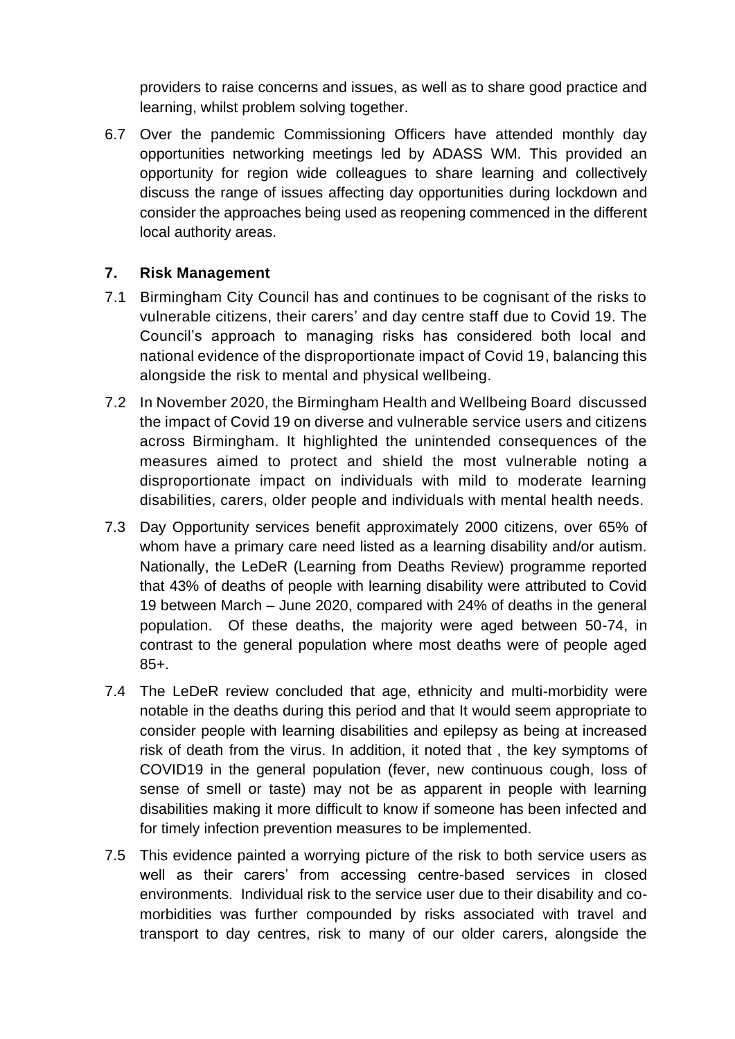providers to raise concerns and issues, as well as to share good practice and learning, whilst problem solving together.

6.7 Over the pandemic Commissioning Officers have attended monthly day opportunities networking meetings led by ADASS WM. This provided an opportunity for region wide colleagues to share learning and collectively discuss the range of issues affecting day opportunities during lockdown and consider the approaches being used as reopening commenced in the different local authority areas.

## 7. Risk Management

7.1 Birmingham City Council has and continues to be cognisant of the risks to vulnerable citizens, their carers' and day centre staff due to Covid 19. The Council's approach to managing risks has considered both local and national evidence of the disproportionate impact of Covid 19, balancing this alongside the risk to mental and physical wellbeing.

7.2 In November 2020, the Birmingham Health and Wellbeing Board discussed the impact of Covid 19 on diverse and vulnerable service users and citizens across Birmingham. It highlighted the unintended consequences of the measures aimed to protect and shield the most vulnerable noting a disproportionate impact on individuals with mild to moderate learning disabilities, carers, older people and individuals with mental health needs.

7.3 Day Opportunity services benefit approximately 2000 citizens, over 65% of whom have a primary care need listed as a learning disability and/or autism. Nationally, the LeDeR (Learning from Deaths Review) programme reported that 43% of deaths of people with learning disability were attributed to Covid 19 between March – June 2020, compared with 24% of deaths in the general population. Of these deaths, the majority were aged between 50-74, in contrast to the general population where most deaths were of people aged 85+.

7.4 The LeDeR review concluded that age, ethnicity and multi-morbidity were notable in the deaths during this period and that It would seem appropriate to consider people with learning disabilities and epilepsy as being at increased risk of death from the virus. In addition, it noted that , the key symptoms of COVID19 in the general population (fever, new continuous cough, loss of sense of smell or taste) may not be as apparent in people with learning disabilities making it more difficult to know if someone has been infected and for timely infection prevention measures to be implemented.

7.5 This evidence painted a worrying picture of the risk to both service users as well as their carers' from accessing centre-based services in closed environments. Individual risk to the service user due to their disability and co-morbidities was further compounded by risks associated with travel and transport to day centres, risk to many of our older carers, alongside the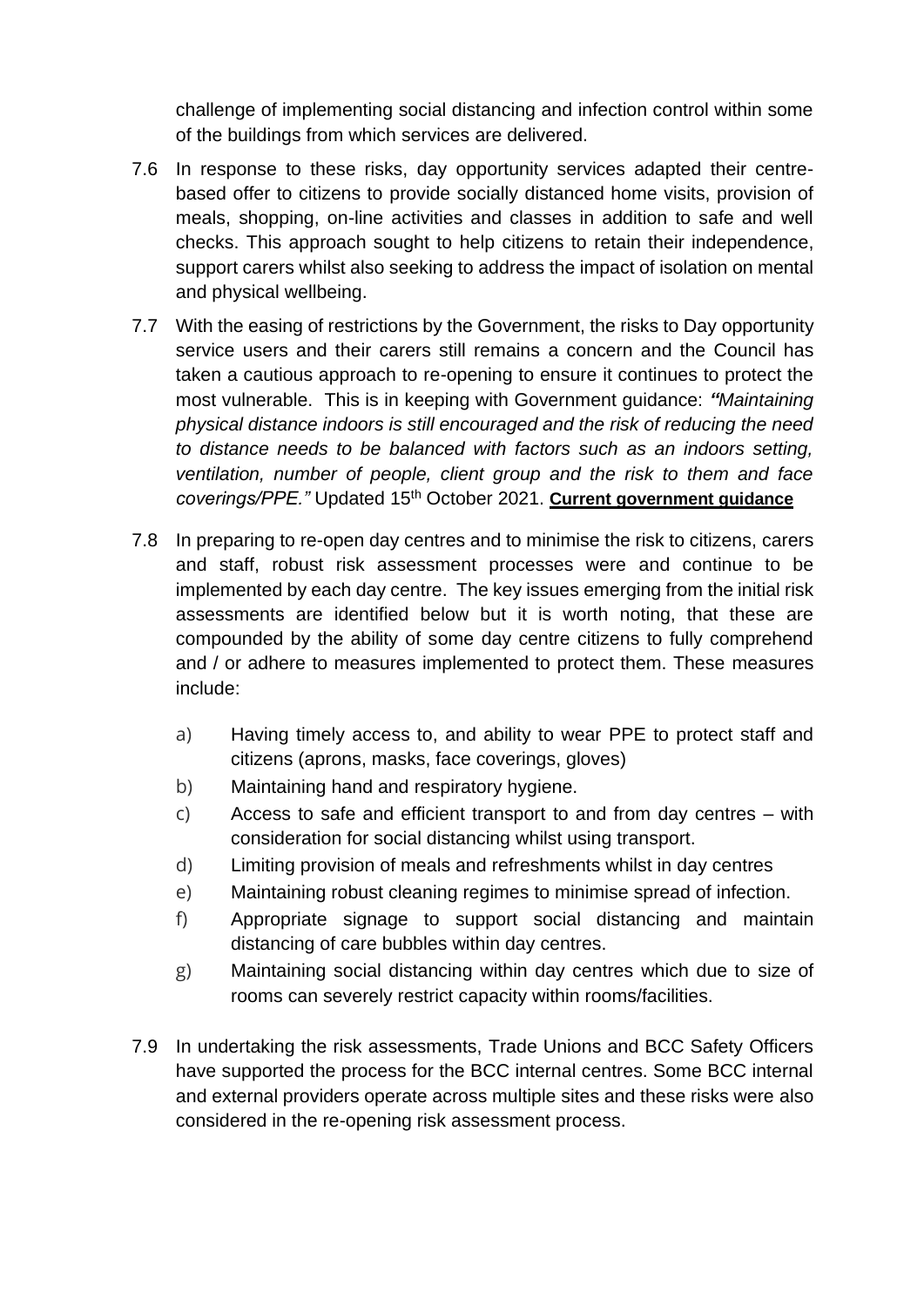challenge of implementing social distancing and infection control within some of the buildings from which services are delivered.

7.6 In response to these risks, day opportunity services adapted their centre-based offer to citizens to provide socially distanced home visits, provision of meals, shopping, on-line activities and classes in addition to safe and well checks. This approach sought to help citizens to retain their independence, support carers whilst also seeking to address the impact of isolation on mental and physical wellbeing.

7.7 With the easing of restrictions by the Government, the risks to Day opportunity service users and their carers still remains a concern and the Council has taken a cautious approach to re-opening to ensure it continues to protect the most vulnerable. This is in keeping with Government guidance: ***"****Maintaining physical distance indoors is still encouraged and the risk of reducing the need to distance needs to be balanced with factors such as an indoors setting, ventilation, number of people, client group and the risk to them and face coverings/PPE."* Updated 15th October 2021. **Current government guidance**

7.8 In preparing to re-open day centres and to minimise the risk to citizens, carers and staff, robust risk assessment processes were and continue to be implemented by each day centre. The key issues emerging from the initial risk assessments are identified below but it is worth noting, that these are compounded by the ability of some day centre citizens to fully comprehend and / or adhere to measures implemented to protect them. These measures include:

a) Having timely access to, and ability to wear PPE to protect staff and citizens (aprons, masks, face coverings, gloves)
b) Maintaining hand and respiratory hygiene.
c) Access to safe and efficient transport to and from day centres – with consideration for social distancing whilst using transport.
d) Limiting provision of meals and refreshments whilst in day centres
e) Maintaining robust cleaning regimes to minimise spread of infection.
f) Appropriate signage to support social distancing and maintain distancing of care bubbles within day centres.
g) Maintaining social distancing within day centres which due to size of rooms can severely restrict capacity within rooms/facilities.

7.9 In undertaking the risk assessments, Trade Unions and BCC Safety Officers have supported the process for the BCC internal centres. Some BCC internal and external providers operate across multiple sites and these risks were also considered in the re-opening risk assessment process.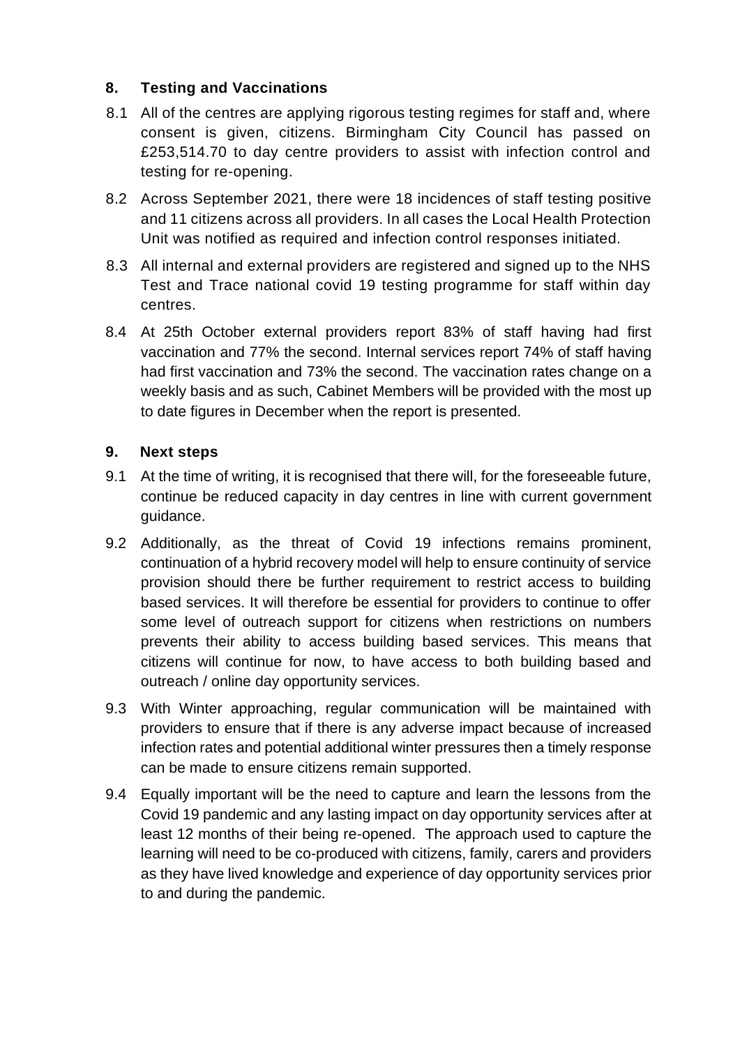## 8. Testing and Vaccinations

8.1 All of the centres are applying rigorous testing regimes for staff and, where consent is given, citizens. Birmingham City Council has passed on £253,514.70 to day centre providers to assist with infection control and testing for re-opening.

8.2 Across September 2021, there were 18 incidences of staff testing positive and 11 citizens across all providers. In all cases the Local Health Protection Unit was notified as required and infection control responses initiated.

8.3 All internal and external providers are registered and signed up to the NHS Test and Trace national covid 19 testing programme for staff within day centres.

8.4 At 25th October external providers report 83% of staff having had first vaccination and 77% the second. Internal services report 74% of staff having had first vaccination and 73% the second. The vaccination rates change on a weekly basis and as such, Cabinet Members will be provided with the most up to date figures in December when the report is presented.

## 9. Next steps

9.1 At the time of writing, it is recognised that there will, for the foreseeable future, continue be reduced capacity in day centres in line with current government guidance.

9.2 Additionally, as the threat of Covid 19 infections remains prominent, continuation of a hybrid recovery model will help to ensure continuity of service provision should there be further requirement to restrict access to building based services. It will therefore be essential for providers to continue to offer some level of outreach support for citizens when restrictions on numbers prevents their ability to access building based services. This means that citizens will continue for now, to have access to both building based and outreach / online day opportunity services.

9.3 With Winter approaching, regular communication will be maintained with providers to ensure that if there is any adverse impact because of increased infection rates and potential additional winter pressures then a timely response can be made to ensure citizens remain supported.

9.4 Equally important will be the need to capture and learn the lessons from the Covid 19 pandemic and any lasting impact on day opportunity services after at least 12 months of their being re-opened. The approach used to capture the learning will need to be co-produced with citizens, family, carers and providers as they have lived knowledge and experience of day opportunity services prior to and during the pandemic.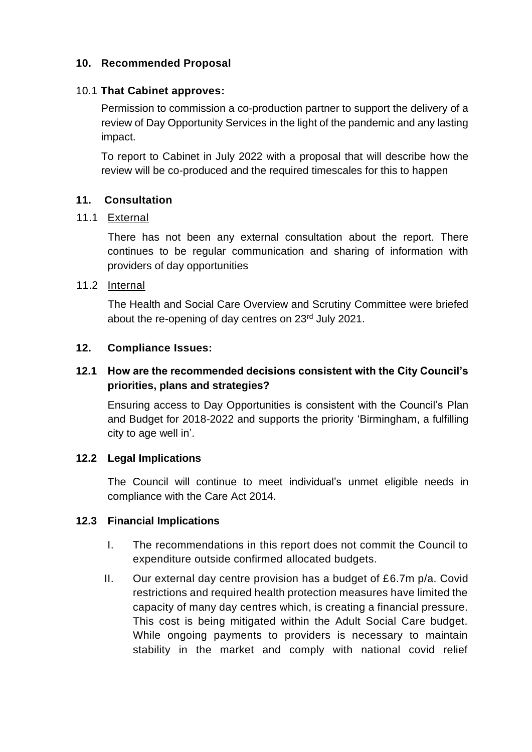## 10. Recommended Proposal

10.1 **That Cabinet approves:**

Permission to commission a co-production partner to support the delivery of a review of Day Opportunity Services in the light of the pandemic and any lasting impact.

To report to Cabinet in July 2022 with a proposal that will describe how the review will be co-produced and the required timescales for this to happen

## 11. Consultation

11.1 External

There has not been any external consultation about the report. There continues to be regular communication and sharing of information with providers of day opportunities

11.2 Internal

The Health and Social Care Overview and Scrutiny Committee were briefed about the re-opening of day centres on 23rd July 2021.

## 12. Compliance Issues:

### 12.1 How are the recommended decisions consistent with the City Council's priorities, plans and strategies?

Ensuring access to Day Opportunities is consistent with the Council's Plan and Budget for 2018-2022 and supports the priority 'Birmingham, a fulfilling city to age well in'.

### 12.2 Legal Implications

The Council will continue to meet individual's unmet eligible needs in compliance with the Care Act 2014.

### 12.3 Financial Implications

I. The recommendations in this report does not commit the Council to expenditure outside confirmed allocated budgets.

II. Our external day centre provision has a budget of £6.7m p/a. Covid restrictions and required health protection measures have limited the capacity of many day centres which, is creating a financial pressure. This cost is being mitigated within the Adult Social Care budget. While ongoing payments to providers is necessary to maintain stability in the market and comply with national covid relief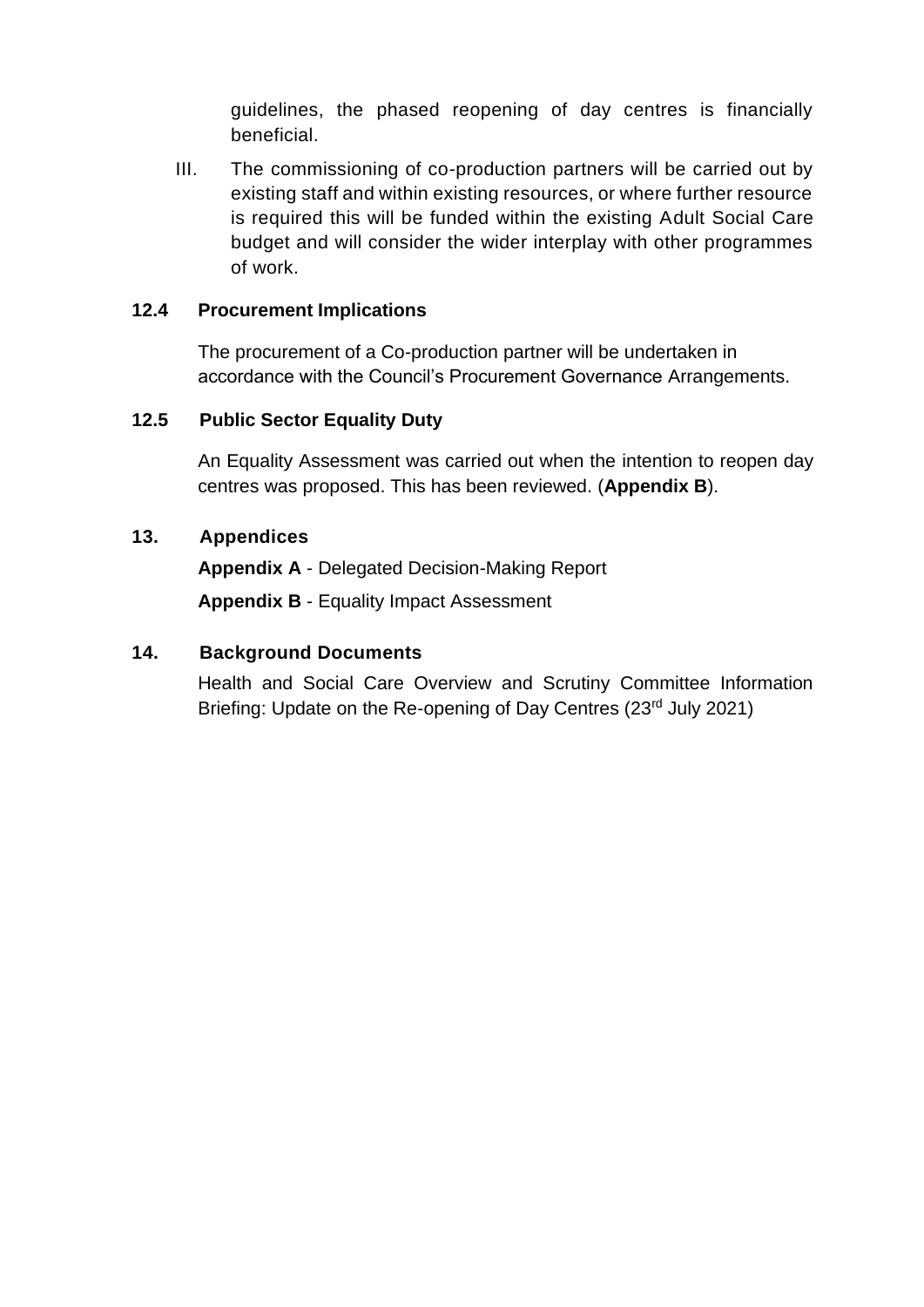guidelines, the phased reopening of day centres is financially beneficial.

III. The commissioning of co-production partners will be carried out by existing staff and within existing resources, or where further resource is required this will be funded within the existing Adult Social Care budget and will consider the wider interplay with other programmes of work.

### 12.4 Procurement Implications

The procurement of a Co-production partner will be undertaken in accordance with the Council's Procurement Governance Arrangements.

### 12.5 Public Sector Equality Duty

An Equality Assessment was carried out when the intention to reopen day centres was proposed. This has been reviewed. (**Appendix B**).

## 13. Appendices

**Appendix A** - Delegated Decision-Making Report

**Appendix B** - Equality Impact Assessment

## 14. Background Documents

Health and Social Care Overview and Scrutiny Committee Information Briefing: Update on the Re-opening of Day Centres (23rd July 2021)